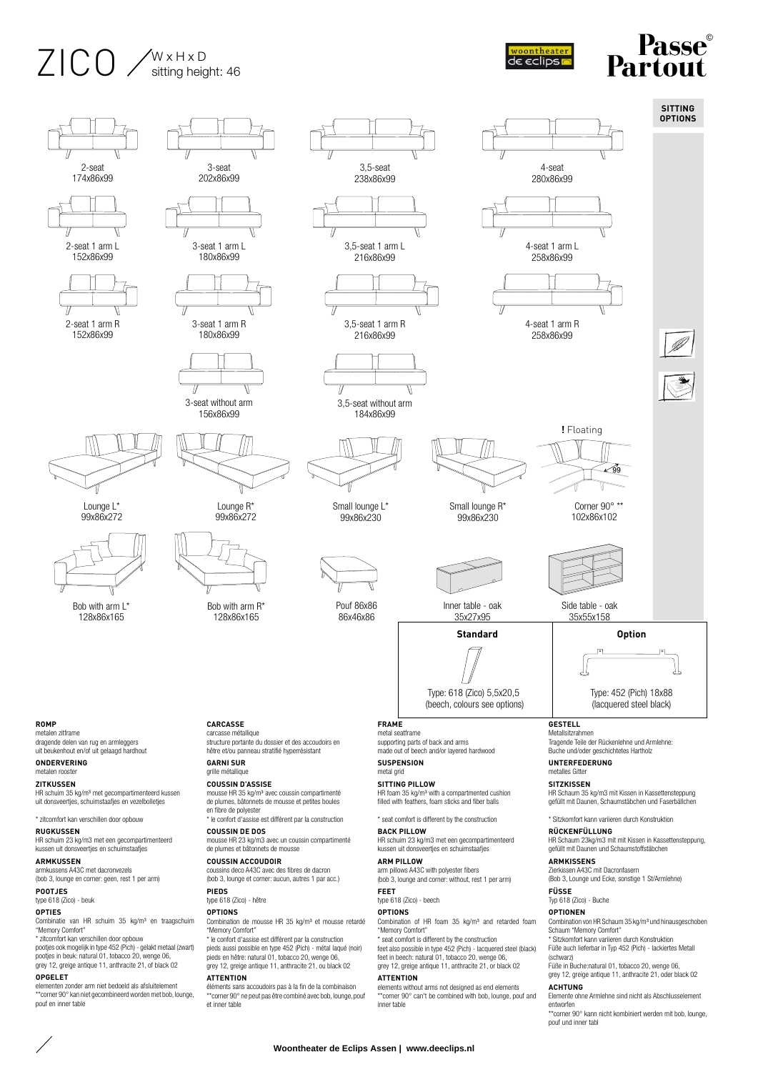# ZICO

W x H x D
sitting height: 46

woontheater de eclips

Passe Partout ©

**SITTING OPTIONS**

2-seat
174x86x99

3-seat
202x86x99

3,5-seat
238x86x99

4-seat
280x86x99

2-seat 1 arm L
152x86x99

3-seat 1 arm L
180x86x99

3,5-seat 1 arm L
216x86x99

4-seat 1 arm L
258x86x99

2-seat 1 arm R
152x86x99

3-seat 1 arm R
180x86x99

3,5-seat 1 arm R
216x86x99

4-seat 1 arm R
258x86x99

3-seat without arm
156x86x99

3,5-seat without arm
184x86x99

**!** Floating

Lounge L*
99x86x272

Lounge R*
99x86x272

Small lounge L*
99x86x230

Small lounge R*
99x86x230

Corner 90° **
102x86x102

Bob with arm L*
128x86x165

Bob with arm R*
128x86x165

Pouf 86x86
86x46x86

Inner table - oak
35x27x95

Side table - oak
35x55x158

| Standard | Option |
|---|---|
| Type: 618 (Zico) 5,5x20,5 (beech, colours see options) | Type: 452 (Pich) 18x88 (lacquered steel black) |

**ROMP**
metalen zitframe
dragende delen van rug en armleggers uit beukenhout en/of uit gelaagd hardhout

**ONDERVERING**
metalen rooster

**ZITKUSSEN**
HR schuim 35 kg/m³ met gecompartimenteerd kussen uit donsveertjes, schuimstaafjes en vezelbolletjes

* zitcomfort kan verschillen door opbouw

**RUGKUSSEN**
HR schuim 23 kg/m3 met een gecompartimenteerd kussen uit donsveertjes en schuimstaafjes

**ARMKUSSEN**
armkussens A43C met dacronvezels
(bob 3, lounge en corner: geen, rest 1 per arm)

**POOTJES**
type 618 (Zico) - beuk

**OPTIES**
Combinatie van HR schuim 35 kg/m³ en traagschuim "Memory Comfort"
* zitcomfort kan verschillen door opbouw
pootjes ook mogelijk in type 452 (Pich) - gelakt metaal (zwart)
pootjes in beuk: natural 01, tobacco 20, wenge 06, grey 12, greige antique 11, anthracite 21, of black 02

**OPGELET**
elementen zonder arm niet bedoeld als afsluitelement
**corner 90° kan niet gecombineerd worden met bob, lounge, pouf en inner table

**CARCASSE**
carcasse métallique
structure portante du dossier et des accoudoirs en hêtre et/ou panneau stratifié hyperrésistant

**GARNI SUR**
grille métallique

**COUSSIN D'ASSISE**
mousse HR 35 kg/m³ avec coussin compartimenté de plumes, bâtonnets de mousse et petites boules en fibre de polyester
* le confort d'assise est différent par la construction

**COUSSIN DE DOS**
mousse HR 23 kg/m3 avec un coussin compartimenté de plumes et bâtonnets de mousse

**COUSSIN ACCOUDOIR**
coussins deco A43C avec des fibres de dacron
(bob 3, lounge et corner: aucun, autres 1 par acc.)

**PIEDS**
type 618 (Zico) - hêtre

**OPTIONS**
Combination de mousse HR 35 kg/m³ et mousse retardé "Memory Comfort"
* le confort d'assise est différent par la construction
pieds aussi possible en type 452 (Pich) - métal laqué (noir)
pieds en hêtre: natural 01, tobacco 20, wenge 06, grey 12, greige antique 11, anthracite 21, ou black 02

**ATTENTION**
éléments sans accoudoirs pas à la fin de la combinaison
**corner 90° ne peut pas être combiné avec bob, lounge, pouf et inner table

**FRAME**
metal seatframe
supporting parts of back and arms made out of beech and/or layered hardwood

**SUSPENSION**
metal grid

**SITTING PILLOW**
HR foam 35 kg/m³ with a compartmented cushion filled with feathers, foam sticks and fiber balls

* seat comfort is different by the construction

**BACK PILLOW**
HR schuim 23 kg/m3 met een gecompartimenteerd kussen uit donsveertjes en schuimstaafjes

**ARM PILLOW**
arm pillows A43C with polyester fibers
(bob 3, lounge and corner: without, rest 1 per arm)

**FEET**
type 618 (Zico) - beech

**OPTIONS**
Combination of HR foam 35 kg/m³ and retarded foam "Memory Comfort"
* seat comfort is different by the construction
feet also possible in type 452 (Pich) - lacquered steel (black)
feet in beech: natural 01, tobacco 20, wenge 06, grey 12, greige antique 11, anthracite 21, or black 02

**ATTENTION**
elements without arms not designed as end elements
**corner 90° can't be combined with bob, lounge, pouf and inner table

**GESTELL**
Metallsitzrahmen
Tragende Teile der Rückenlehne und Armlehne: Buche und/oder geschichtetes Hartholz

**UNTERFEDERUNG**
metalles Gitter

**SITZKISSEN**
HR Schaum 35 kg/m3 mit Kissen in Kassettensteppung gefüllt mit Daunen, Schaumstäbchen und Faserbällchen

* Sitzkomfort kann varieren durch Konstruktion

**RÜCKENFÜLLUNG**
HR Schaum 23kg/m3 mit mit Kissen in Kassettensteppung, gefüllt mit Daunen und Schaumstoffstäbchen

**ARMKISSENS**
Zierkissen A43C mit Dacronfasern
(Bob 3, Lounge und Ecke, sonstige 1 St/Armlehne)

**FÜSSE**
Typ 618 (Zico) - Buche

**OPTIONEN**
Combination von HR Schaum 35 kg/m³ und hinausgeschoben Schaum "Memory Comfort"
* Sitzkomfort kann varieren durch Konstruktion
Füße auch lieferbar in Typ 452 (Pich) - lackiertes Metall (schwarz)
Füße in Buche:natural 01, tobacco 20, wenge 06, grey 12, greige antique 11, anthracite 21, oder black 02

**ACHTUNG**
Elemente ohne Armlehne sind nicht als Abschlusselement entworfen
**corner 90° kann nicht kombiniert werden mit bob, lounge, pouf und inner tabl

**Woontheater de Eclips Assen | www.deeclips.nl**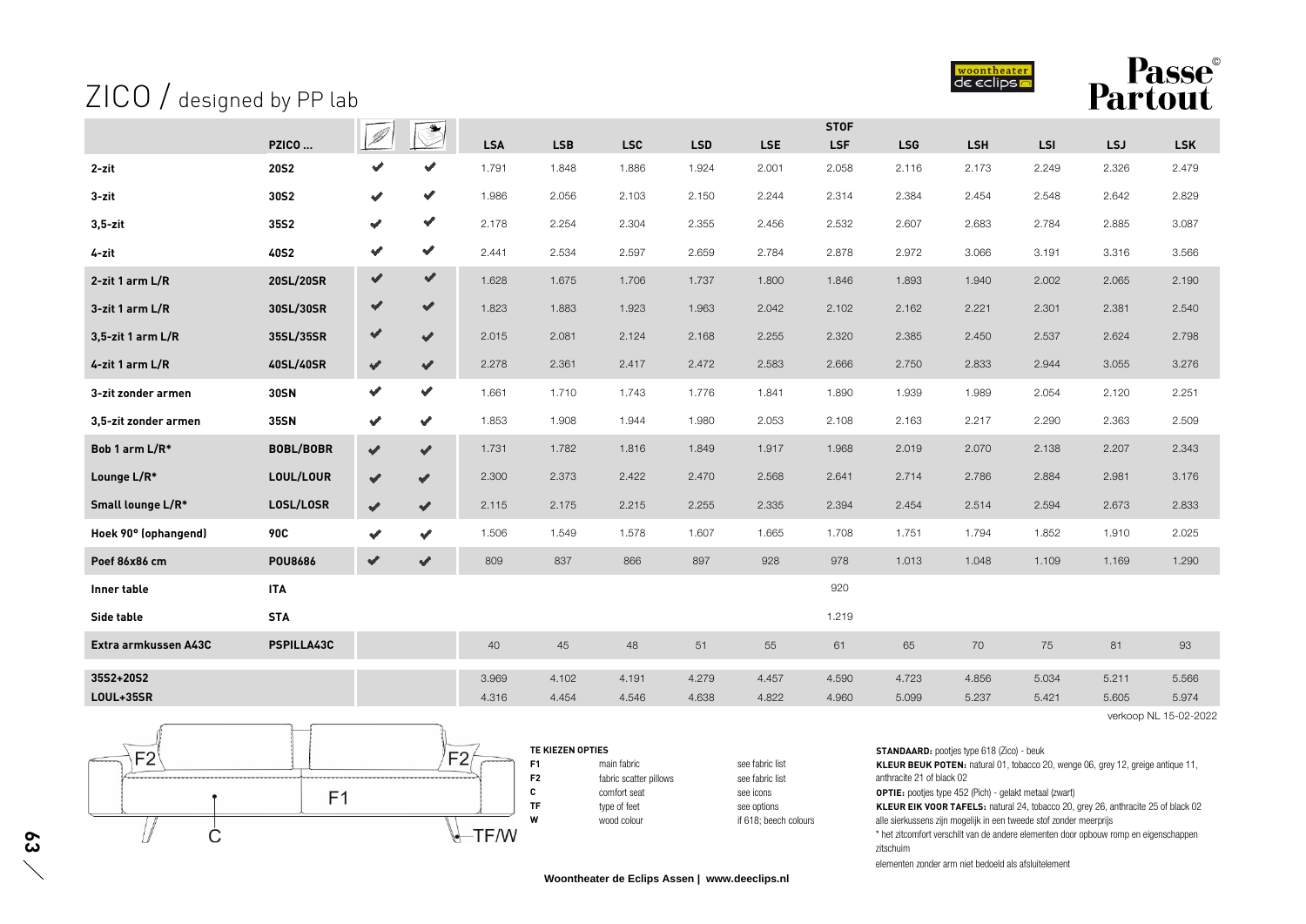# ZICO / designed by PP lab

woontheater de eclips

Passe Partout

| | PZICO ... | | | LSA | LSB | LSC | LSD | LSE | STOF LSF | LSG | LSH | LSI | LSJ | LSK |
|---|---|---|---|---|---|---|---|---|---|---|---|---|---|---|
| 2-zit | 20S2 | ✔ | ✔ | 1.791 | 1.848 | 1.886 | 1.924 | 2.001 | 2.058 | 2.116 | 2.173 | 2.249 | 2.326 | 2.479 |
| 3-zit | 30S2 | ✔ | ✔ | 1.986 | 2.056 | 2.103 | 2.150 | 2.244 | 2.314 | 2.384 | 2.454 | 2.548 | 2.642 | 2.829 |
| 3,5-zit | 35S2 | ✔ | ✔ | 2.178 | 2.254 | 2.304 | 2.355 | 2.456 | 2.532 | 2.607 | 2.683 | 2.784 | 2.885 | 3.087 |
| 4-zit | 40S2 | ✔ | ✔ | 2.441 | 2.534 | 2.597 | 2.659 | 2.784 | 2.878 | 2.972 | 3.066 | 3.191 | 3.316 | 3.566 |
| 2-zit 1 arm L/R | 20SL/20SR | ✔ | ✔ | 1.628 | 1.675 | 1.706 | 1.737 | 1.800 | 1.846 | 1.893 | 1.940 | 2.002 | 2.065 | 2.190 |
| 3-zit 1 arm L/R | 30SL/30SR | ✔ | ✔ | 1.823 | 1.883 | 1.923 | 1.963 | 2.042 | 2.102 | 2.162 | 2.221 | 2.301 | 2.381 | 2.540 |
| 3,5-zit 1 arm L/R | 35SL/35SR | ✔ | ✔ | 2.015 | 2.081 | 2.124 | 2.168 | 2.255 | 2.320 | 2.385 | 2.450 | 2.537 | 2.624 | 2.798 |
| 4-zit 1 arm L/R | 40SL/40SR | ✔ | ✔ | 2.278 | 2.361 | 2.417 | 2.472 | 2.583 | 2.666 | 2.750 | 2.833 | 2.944 | 3.055 | 3.276 |
| 3-zit zonder armen | 30SN | ✔ | ✔ | 1.661 | 1.710 | 1.743 | 1.776 | 1.841 | 1.890 | 1.939 | 1.989 | 2.054 | 2.120 | 2.251 |
| 3,5-zit zonder armen | 35SN | ✔ | ✔ | 1.853 | 1.908 | 1.944 | 1.980 | 2.053 | 2.108 | 2.163 | 2.217 | 2.290 | 2.363 | 2.509 |
| Bob 1 arm L/R* | BOBL/BOBR | ✔ | ✔ | 1.731 | 1.782 | 1.816 | 1.849 | 1.917 | 1.968 | 2.019 | 2.070 | 2.138 | 2.207 | 2.343 |
| Lounge L/R* | LOUL/LOUR | ✔ | ✔ | 2.300 | 2.373 | 2.422 | 2.470 | 2.568 | 2.641 | 2.714 | 2.786 | 2.884 | 2.981 | 3.176 |
| Small lounge L/R* | LOSL/LOSR | ✔ | ✔ | 2.115 | 2.175 | 2.215 | 2.255 | 2.335 | 2.394 | 2.454 | 2.514 | 2.594 | 2.673 | 2.833 |
| Hoek 90° (ophangend) | 90C | ✔ | ✔ | 1.506 | 1.549 | 1.578 | 1.607 | 1.665 | 1.708 | 1.751 | 1.794 | 1.852 | 1.910 | 2.025 |
| Poef 86x86 cm | POU8686 | ✔ | ✔ | 809 | 837 | 866 | 897 | 928 | 978 | 1.013 | 1.048 | 1.109 | 1.169 | 1.290 |
| Inner table | ITA | | | | | | | | 920 | | | | | |
| Side table | STA | | | | | | | | 1.219 | | | | | |
| Extra armkussen A43C | PSPILLA43C | | | 40 | 45 | 48 | 51 | 55 | 61 | 65 | 70 | 75 | 81 | 93 |
| 35S2+20S2 | | | | 3.969 | 4.102 | 4.191 | 4.279 | 4.457 | 4.590 | 4.723 | 4.856 | 5.034 | 5.211 | 5.566 |
| LOUL+35SR | | | | 4.316 | 4.454 | 4.546 | 4.638 | 4.822 | 4.960 | 5.099 | 5.237 | 5.421 | 5.605 | 5.974 |

verkoop NL 15-02-2022

F2 F2 F1 C TF/W

**TE KIEZEN OPTIES**

| | | |
|---|---|---|
| F1 | main fabric | see fabric list |
| F2 | fabric scatter pillows | see fabric list |
| C | comfort seat | see icons |
| TF | type of feet | see options |
| W | wood colour | if 618: beech colours |

**STANDAARD:** pootjes type 618 (Zico) - beuk

**KLEUR BEUK POTEN:** natural 01, tobacco 20, wenge 06, grey 12, greige antique 11, anthracite 21 of black 02

**OPTIE:** pootjes type 452 (Pich) - gelakt metaal (zwart)

**KLEUR EIK VOOR TAFELS:** natural 24, tobacco 20, grey 26, anthracite 25 of black 02

alle sierkussens zijn mogelijk in een tweede stof zonder meerprijs

* het zitcomfort verschilt van de andere elementen door opbouw romp en eigenschappen zitschuim

elementen zonder arm niet bedoeld als afsluitelement

**Woontheater de Eclips Assen | www.deeclips.nl**